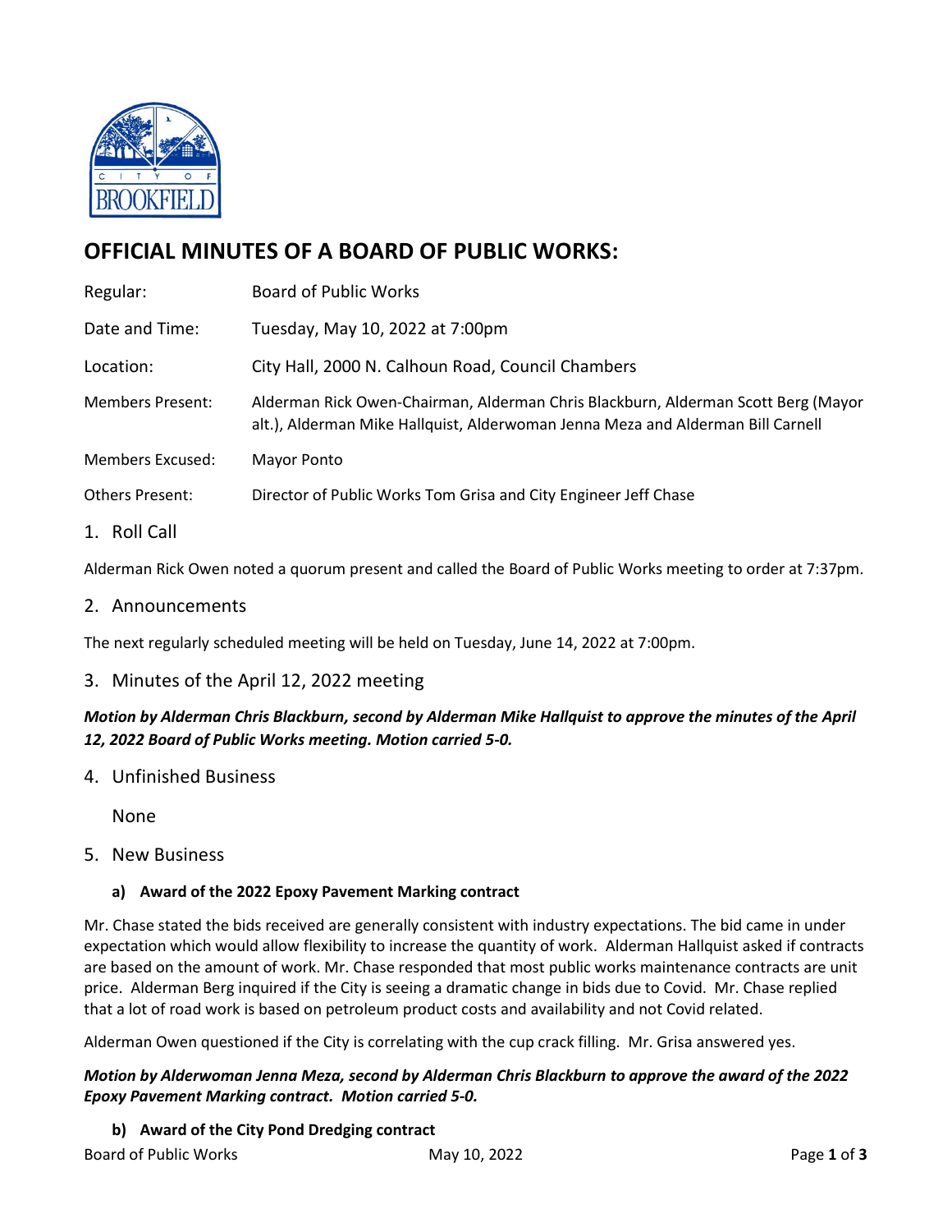# OFFICIAL MINUTES OF A BOARD OF PUBLIC WORKS:

| | |
|---|---|
| Regular: | Board of Public Works |
| Date and Time: | Tuesday, May 10, 2022 at 7:00pm |
| Location: | City Hall, 2000 N. Calhoun Road, Council Chambers |
| Members Present: | Alderman Rick Owen-Chairman, Alderman Chris Blackburn, Alderman Scott Berg (Mayor alt.), Alderman Mike Hallquist, Alderwoman Jenna Meza and Alderman Bill Carnell |
| Members Excused: | Mayor Ponto |
| Others Present: | Director of Public Works Tom Grisa and City Engineer Jeff Chase |

## 1. Roll Call

Alderman Rick Owen noted a quorum present and called the Board of Public Works meeting to order at 7:37pm.

## 2. Announcements

The next regularly scheduled meeting will be held on Tuesday, June 14, 2022 at 7:00pm.

## 3. Minutes of the April 12, 2022 meeting

***Motion by Alderman Chris Blackburn, second by Alderman Mike Hallquist to approve the minutes of the April 12, 2022 Board of Public Works meeting. Motion carried 5-0.***

## 4. Unfinished Business

None

## 5. New Business

### a) Award of the 2022 Epoxy Pavement Marking contract

Mr. Chase stated the bids received are generally consistent with industry expectations. The bid came in under expectation which would allow flexibility to increase the quantity of work. Alderman Hallquist asked if contracts are based on the amount of work. Mr. Chase responded that most public works maintenance contracts are unit price. Alderman Berg inquired if the City is seeing a dramatic change in bids due to Covid. Mr. Chase replied that a lot of road work is based on petroleum product costs and availability and not Covid related.

Alderman Owen questioned if the City is correlating with the cup crack filling. Mr. Grisa answered yes.

***Motion by Alderwoman Jenna Meza, second by Alderman Chris Blackburn to approve the award of the 2022 Epoxy Pavement Marking contract. Motion carried 5-0.***

### b) Award of the City Pond Dredging contract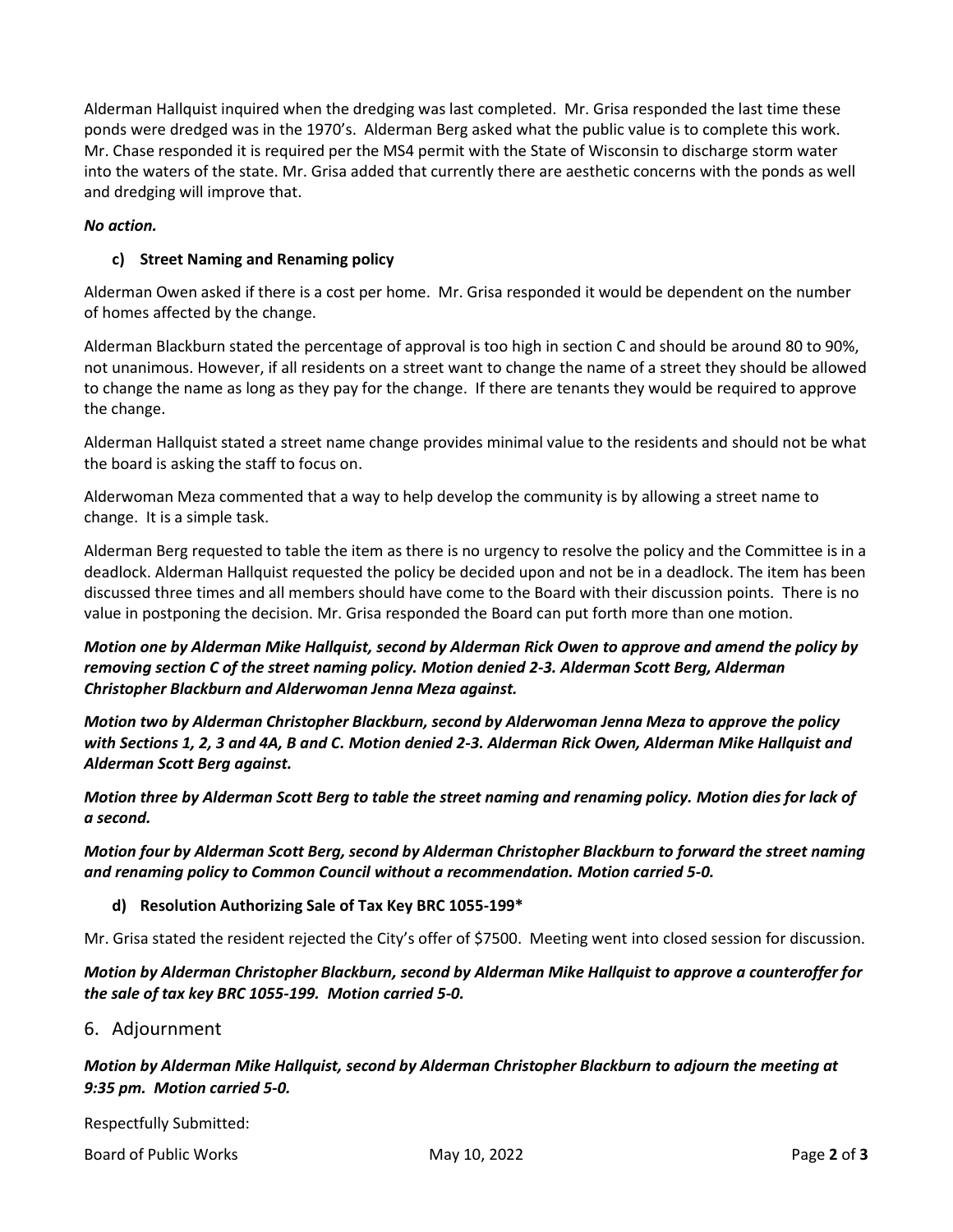Alderman Hallquist inquired when the dredging was last completed. Mr. Grisa responded the last time these ponds were dredged was in the 1970's. Alderman Berg asked what the public value is to complete this work. Mr. Chase responded it is required per the MS4 permit with the State of Wisconsin to discharge storm water into the waters of the state. Mr. Grisa added that currently there are aesthetic concerns with the ponds as well and dredging will improve that.

***No action.***

### c) Street Naming and Renaming policy

Alderman Owen asked if there is a cost per home. Mr. Grisa responded it would be dependent on the number of homes affected by the change.

Alderman Blackburn stated the percentage of approval is too high in section C and should be around 80 to 90%, not unanimous. However, if all residents on a street want to change the name of a street they should be allowed to change the name as long as they pay for the change. If there are tenants they would be required to approve the change.

Alderman Hallquist stated a street name change provides minimal value to the residents and should not be what the board is asking the staff to focus on.

Alderwoman Meza commented that a way to help develop the community is by allowing a street name to change. It is a simple task.

Alderman Berg requested to table the item as there is no urgency to resolve the policy and the Committee is in a deadlock. Alderman Hallquist requested the policy be decided upon and not be in a deadlock. The item has been discussed three times and all members should have come to the Board with their discussion points. There is no value in postponing the decision. Mr. Grisa responded the Board can put forth more than one motion.

***Motion one by Alderman Mike Hallquist, second by Alderman Rick Owen to approve and amend the policy by removing section C of the street naming policy. Motion denied 2-3. Alderman Scott Berg, Alderman Christopher Blackburn and Alderwoman Jenna Meza against.***

***Motion two by Alderman Christopher Blackburn, second by Alderwoman Jenna Meza to approve the policy with Sections 1, 2, 3 and 4A, B and C. Motion denied 2-3. Alderman Rick Owen, Alderman Mike Hallquist and Alderman Scott Berg against.***

***Motion three by Alderman Scott Berg to table the street naming and renaming policy. Motion dies for lack of a second.***

***Motion four by Alderman Scott Berg, second by Alderman Christopher Blackburn to forward the street naming and renaming policy to Common Council without a recommendation. Motion carried 5-0.***

### d) Resolution Authorizing Sale of Tax Key BRC 1055-199*

Mr. Grisa stated the resident rejected the City's offer of $7500. Meeting went into closed session for discussion.

***Motion by Alderman Christopher Blackburn, second by Alderman Mike Hallquist to approve a counteroffer for the sale of tax key BRC 1055-199. Motion carried 5-0.***

## 6. Adjournment

***Motion by Alderman Mike Hallquist, second by Alderman Christopher Blackburn to adjourn the meeting at 9:35 pm. Motion carried 5-0.***

Respectfully Submitted: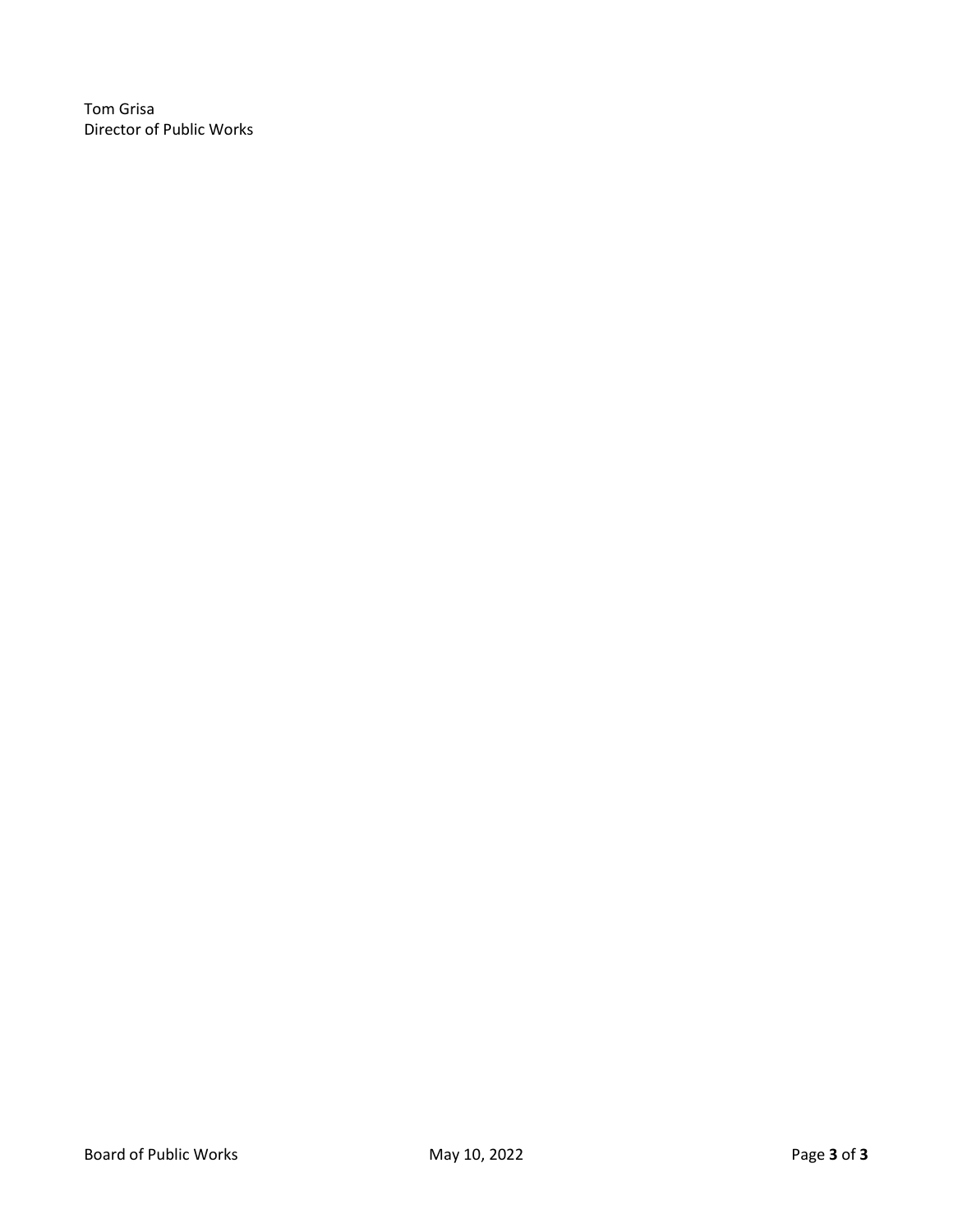Tom Grisa
Director of Public Works